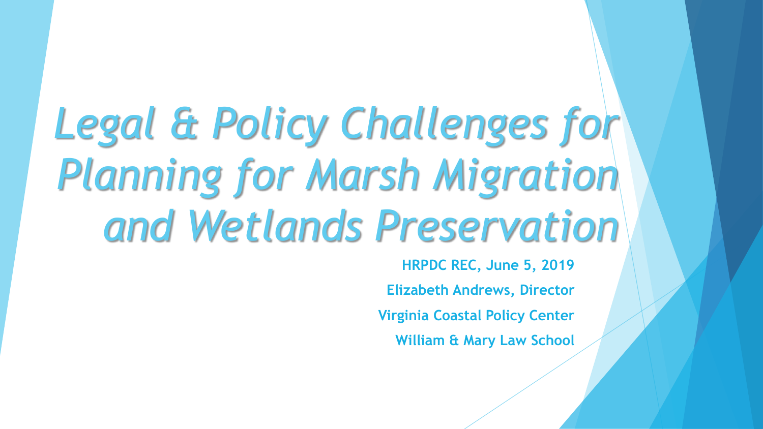# *Legal & Policy Challenges for Planning for Marsh Migration and Wetlands Preservation*

**HRPDC REC, June 5, 2019**

**Elizabeth Andrews, Director**

**Virginia Coastal Policy Center**

**William & Mary Law School**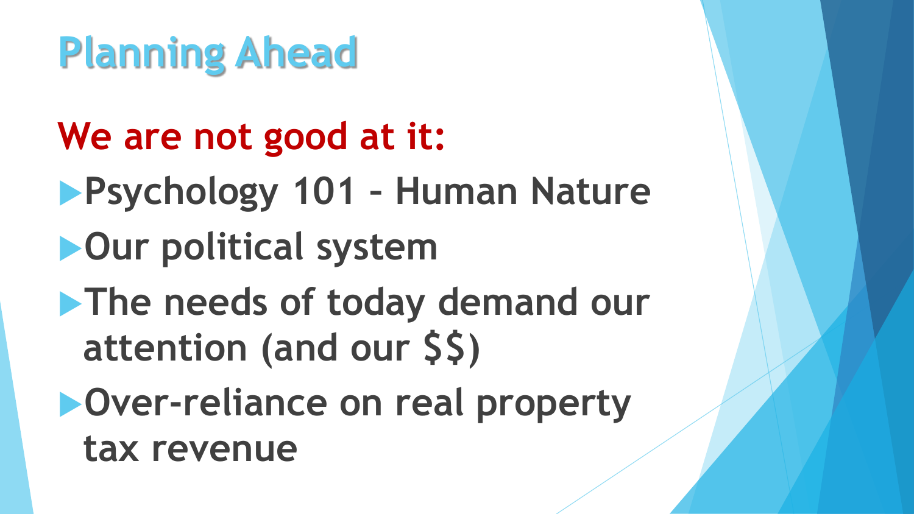# Planning Ahead

**We are not good at it:**

- Psychology 101 – Human Nature
- Our political system
- The needs of today demand our attention (and our $$)
- Over-reliance on real property tax revenue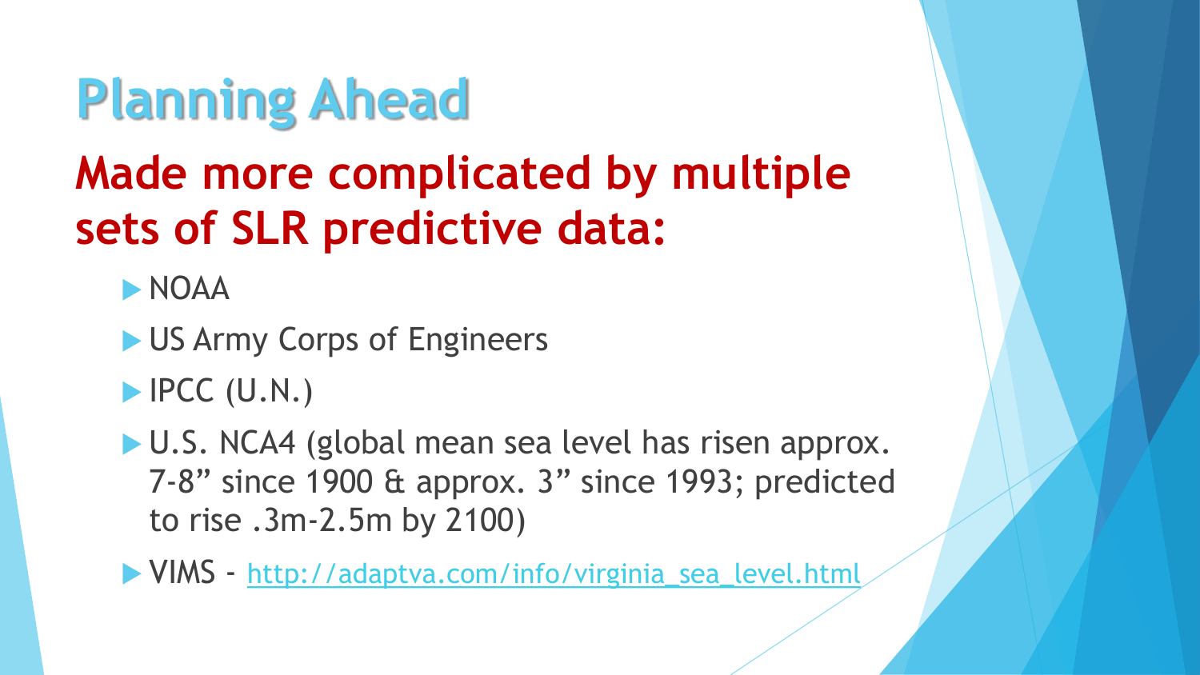# Planning Ahead

## Made more complicated by multiple sets of SLR predictive data:

- NOAA
- US Army Corps of Engineers
- IPCC (U.N.)
- U.S. NCA4 (global mean sea level has risen approx. 7-8" since 1900 & approx. 3" since 1993; predicted to rise .3m-2.5m by 2100)
- VIMS - [http://adaptva.com/info/virginia_sea_level.html](http://adaptva.com/info/virginia_sea_level.html)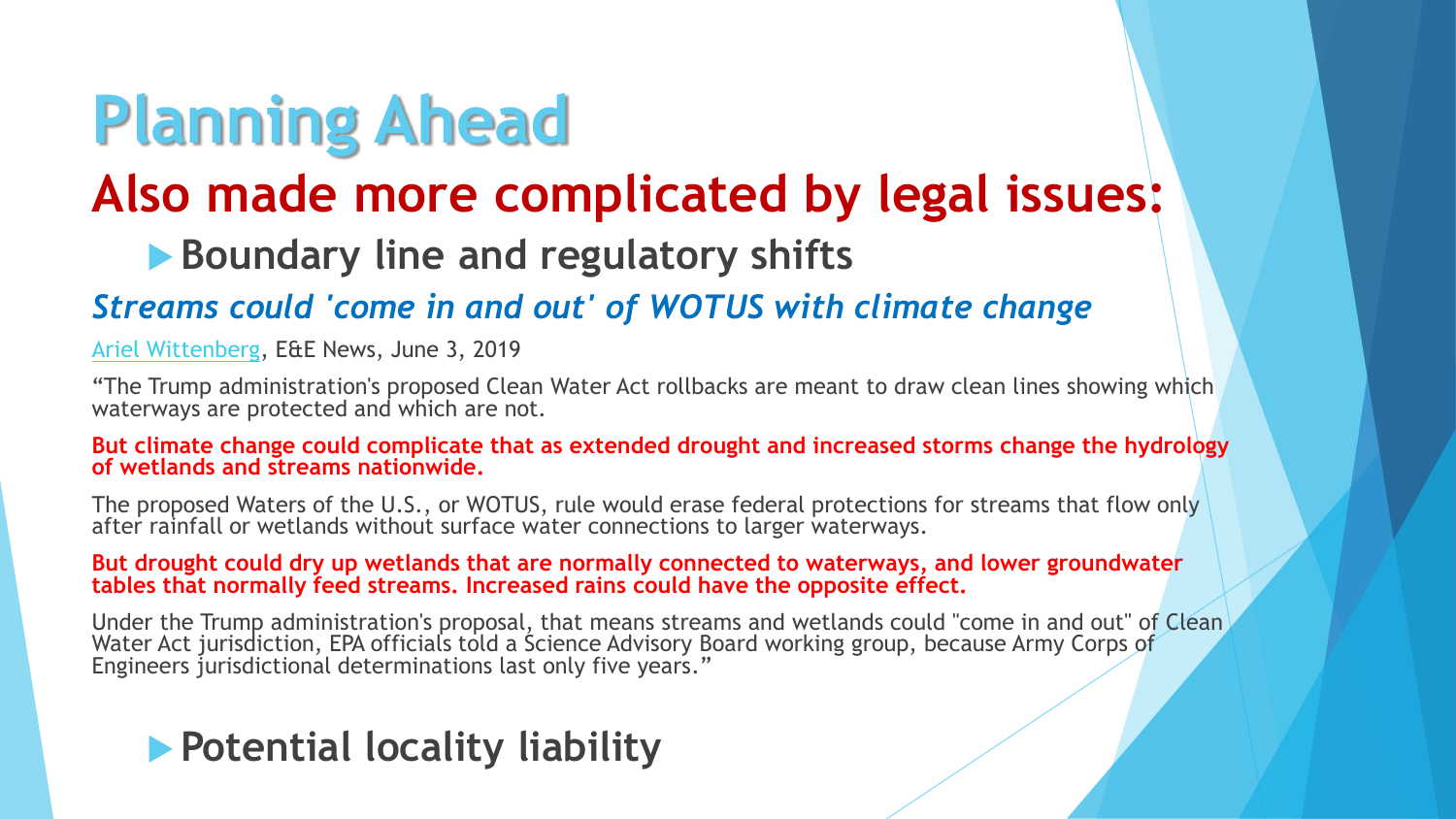# Planning Ahead

## Also made more complicated by legal issues:

- **Boundary line and regulatory shifts**

### *Streams could 'come in and out' of WOTUS with climate change*

Ariel Wittenberg, E&E News, June 3, 2019

"The Trump administration's proposed Clean Water Act rollbacks are meant to draw clean lines showing which waterways are protected and which are not.

**But climate change could complicate that as extended drought and increased storms change the hydrology of wetlands and streams nationwide.**

The proposed Waters of the U.S., or WOTUS, rule would erase federal protections for streams that flow only after rainfall or wetlands without surface water connections to larger waterways.

**But drought could dry up wetlands that are normally connected to waterways, and lower groundwater tables that normally feed streams. Increased rains could have the opposite effect.**

Under the Trump administration's proposal, that means streams and wetlands could "come in and out" of Clean Water Act jurisdiction, EPA officials told a Science Advisory Board working group, because Army Corps of Engineers jurisdictional determinations last only five years."

- **Potential locality liability**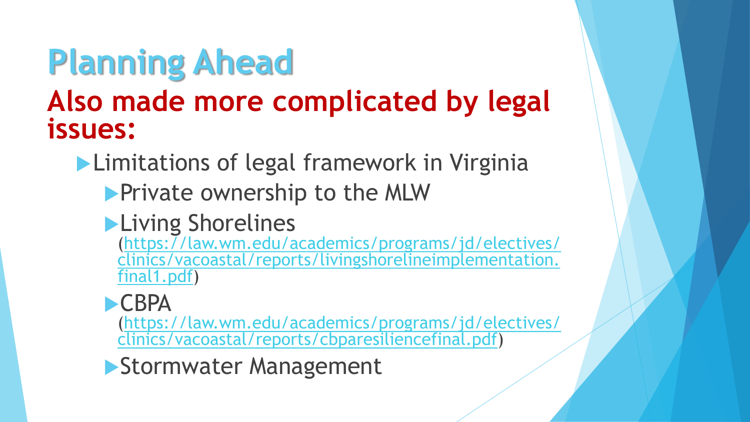# Planning Ahead

## Also made more complicated by legal issues:

- Limitations of legal framework in Virginia
  - Private ownership to the MLW
  - Living Shorelines (https://law.wm.edu/academics/programs/jd/electives/clinics/vacoastal/reports/livingshorelineimplementation.final1.pdf)
  - CBPA (https://law.wm.edu/academics/programs/jd/electives/clinics/vacoastal/reports/cbparesiliencefinal.pdf)
  - Stormwater Management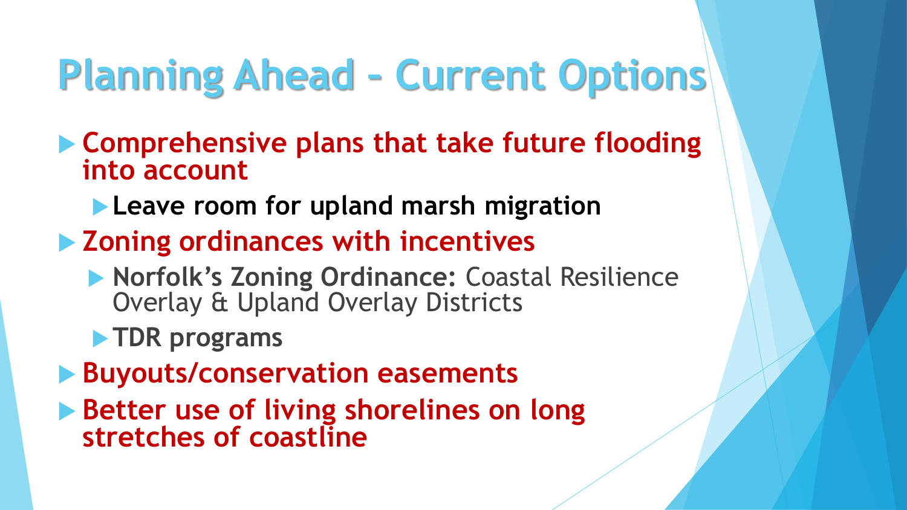# Planning Ahead – Current Options

- **Comprehensive plans that take future flooding into account**
  - **Leave room for upland marsh migration**
- **Zoning ordinances with incentives**
  - **Norfolk's Zoning Ordinance:** Coastal Resilience Overlay & Upland Overlay Districts
  - **TDR programs**
- **Buyouts/conservation easements**
- **Better use of living shorelines on long stretches of coastline**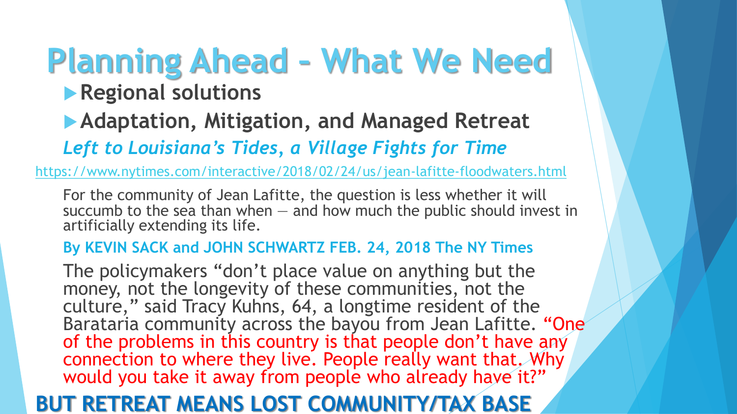# Planning Ahead – What We Need

- **Regional solutions**
- **Adaptation, Mitigation, and Managed Retreat**

***Left to Louisiana's Tides, a Village Fights for Time***

https://www.nytimes.com/interactive/2018/02/24/us/jean-lafitte-floodwaters.html

For the community of Jean Lafitte, the question is less whether it will succumb to the sea than when — and how much the public should invest in artificially extending its life.

**By KEVIN SACK and JOHN SCHWARTZ FEB. 24, 2018 The NY Times**

The policymakers "don't place value on anything but the money, not the longevity of these communities, not the culture," said Tracy Kuhns, 64, a longtime resident of the Barataria community across the bayou from Jean Lafitte. "One of the problems in this country is that people don't have any connection to where they live. People really want that. Why would you take it away from people who already have it?"

**BUT RETREAT MEANS LOST COMMUNITY/TAX BASE**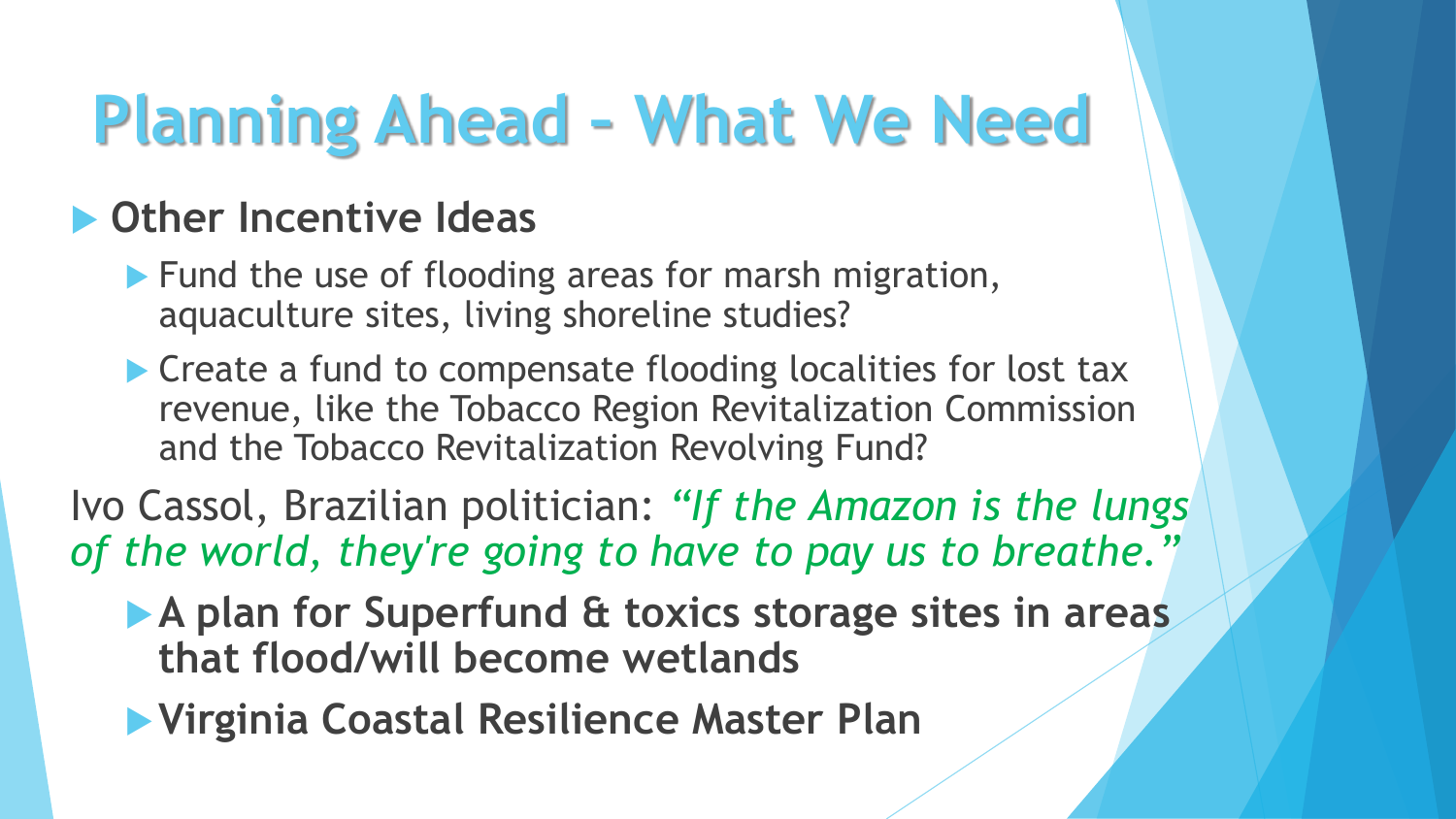# Planning Ahead – What We Need

- **Other Incentive Ideas**
  - Fund the use of flooding areas for marsh migration, aquaculture sites, living shoreline studies?
  - Create a fund to compensate flooding localities for lost tax revenue, like the Tobacco Region Revitalization Commission and the Tobacco Revitalization Revolving Fund?

Ivo Cassol, Brazilian politician: *"If the Amazon is the lungs of the world, they're going to have to pay us to breathe."*

- **A plan for Superfund & toxics storage sites in areas that flood/will become wetlands**
- **Virginia Coastal Resilience Master Plan**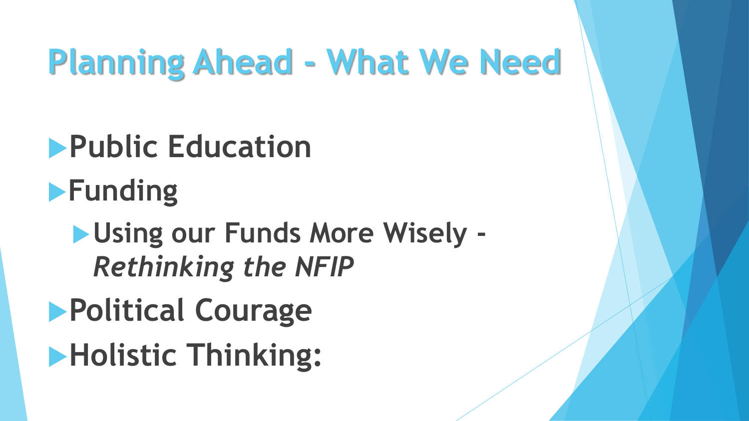# Planning Ahead - What We Need

- **Public Education**
- **Funding**
  - **Using our Funds More Wisely -** ***Rethinking the NFIP***
- **Political Courage**
- **Holistic Thinking:**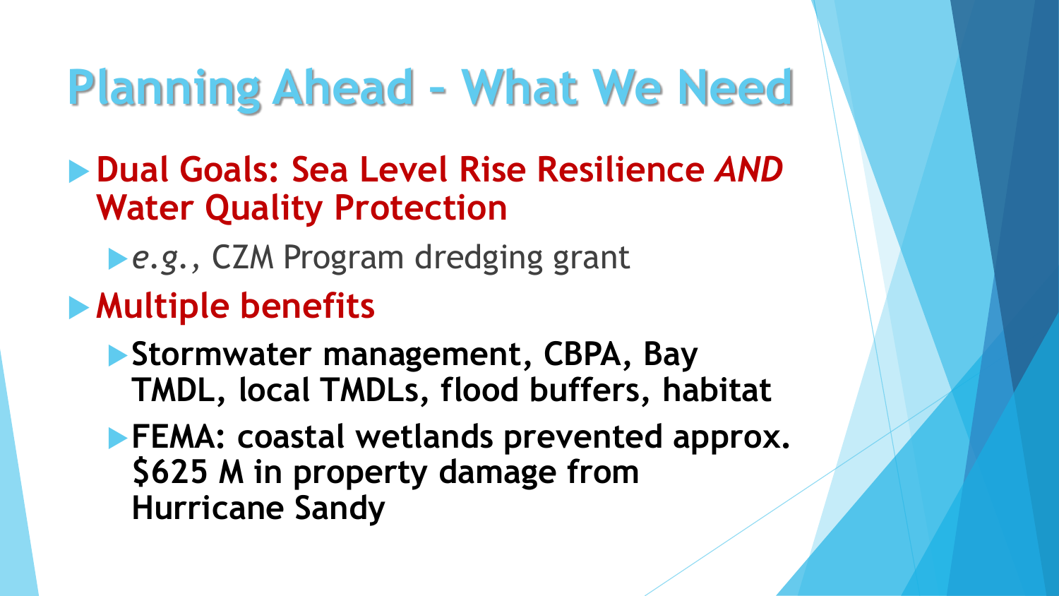# Planning Ahead – What We Need

- **Dual Goals: Sea Level Rise Resilience *AND* Water Quality Protection**
  - *e.g.*, CZM Program dredging grant
- **Multiple benefits**
  - **Stormwater management, CBPA, Bay TMDL, local TMDLs, flood buffers, habitat**
  - **FEMA: coastal wetlands prevented approx. $625 M in property damage from Hurricane Sandy**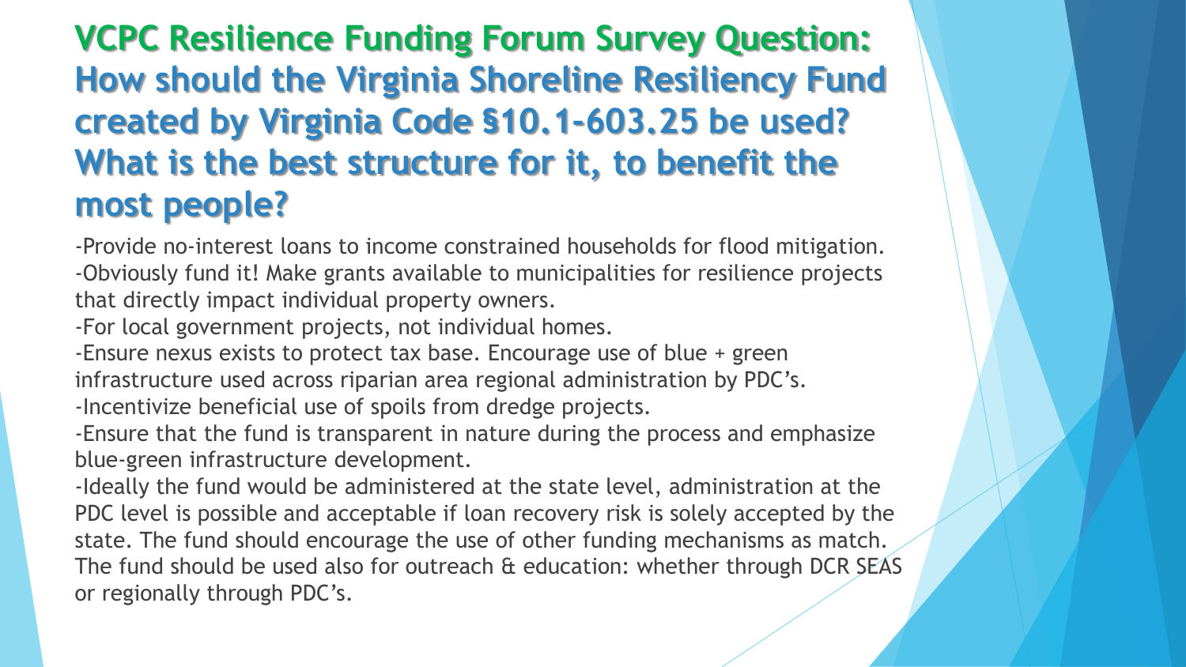# VCPC Resilience Funding Forum Survey Question: How should the Virginia Shoreline Resiliency Fund created by Virginia Code §10.1-603.25 be used? What is the best structure for it, to benefit the most people?

-Provide no-interest loans to income constrained households for flood mitigation.
-Obviously fund it! Make grants available to municipalities for resilience projects that directly impact individual property owners.
-For local government projects, not individual homes.
-Ensure nexus exists to protect tax base. Encourage use of blue + green infrastructure used across riparian area regional administration by PDC's.
-Incentivize beneficial use of spoils from dredge projects.
-Ensure that the fund is transparent in nature during the process and emphasize blue-green infrastructure development.
-Ideally the fund would be administered at the state level, administration at the PDC level is possible and acceptable if loan recovery risk is solely accepted by the state. The fund should encourage the use of other funding mechanisms as match. The fund should be used also for outreach & education: whether through DCR SEAS or regionally through PDC's.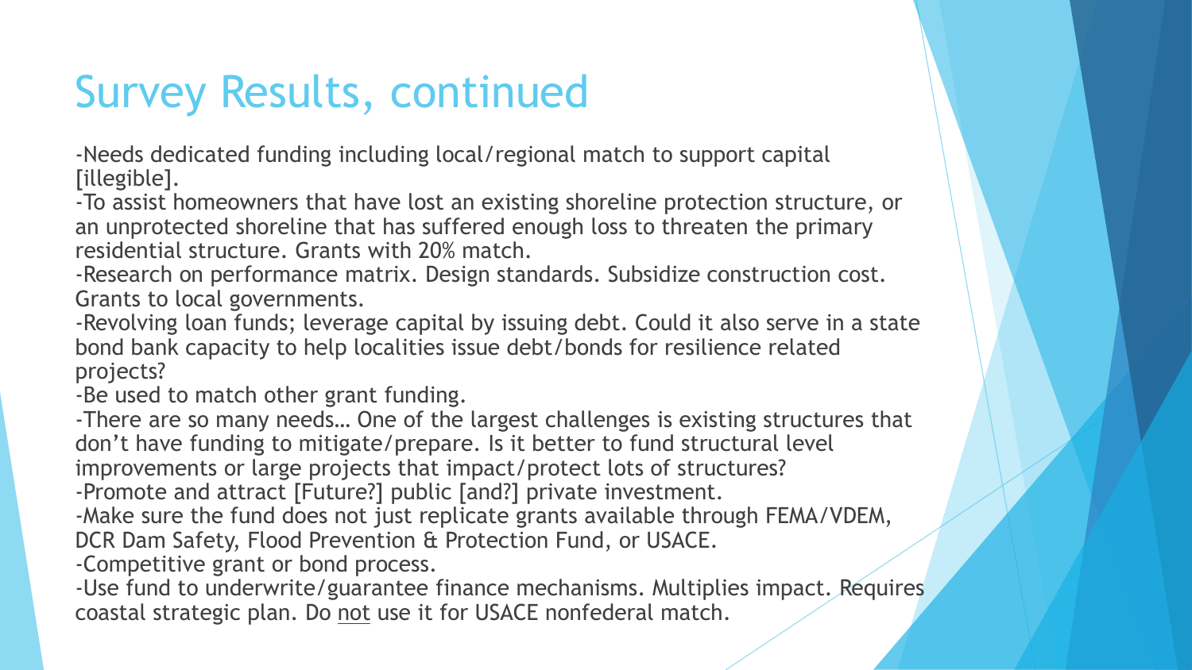# Survey Results, continued

-Needs dedicated funding including local/regional match to support capital [illegible].

-To assist homeowners that have lost an existing shoreline protection structure, or an unprotected shoreline that has suffered enough loss to threaten the primary residential structure. Grants with 20% match.

-Research on performance matrix. Design standards. Subsidize construction cost. Grants to local governments.

-Revolving loan funds; leverage capital by issuing debt. Could it also serve in a state bond bank capacity to help localities issue debt/bonds for resilience related projects?

-Be used to match other grant funding.

-There are so many needs… One of the largest challenges is existing structures that don't have funding to mitigate/prepare. Is it better to fund structural level improvements or large projects that impact/protect lots of structures?

-Promote and attract [Future?] public [and?] private investment.

-Make sure the fund does not just replicate grants available through FEMA/VDEM, DCR Dam Safety, Flood Prevention & Protection Fund, or USACE.

-Competitive grant or bond process.

-Use fund to underwrite/guarantee finance mechanisms. Multiplies impact. Requires coastal strategic plan. Do <u>not</u> use it for USACE nonfederal match.